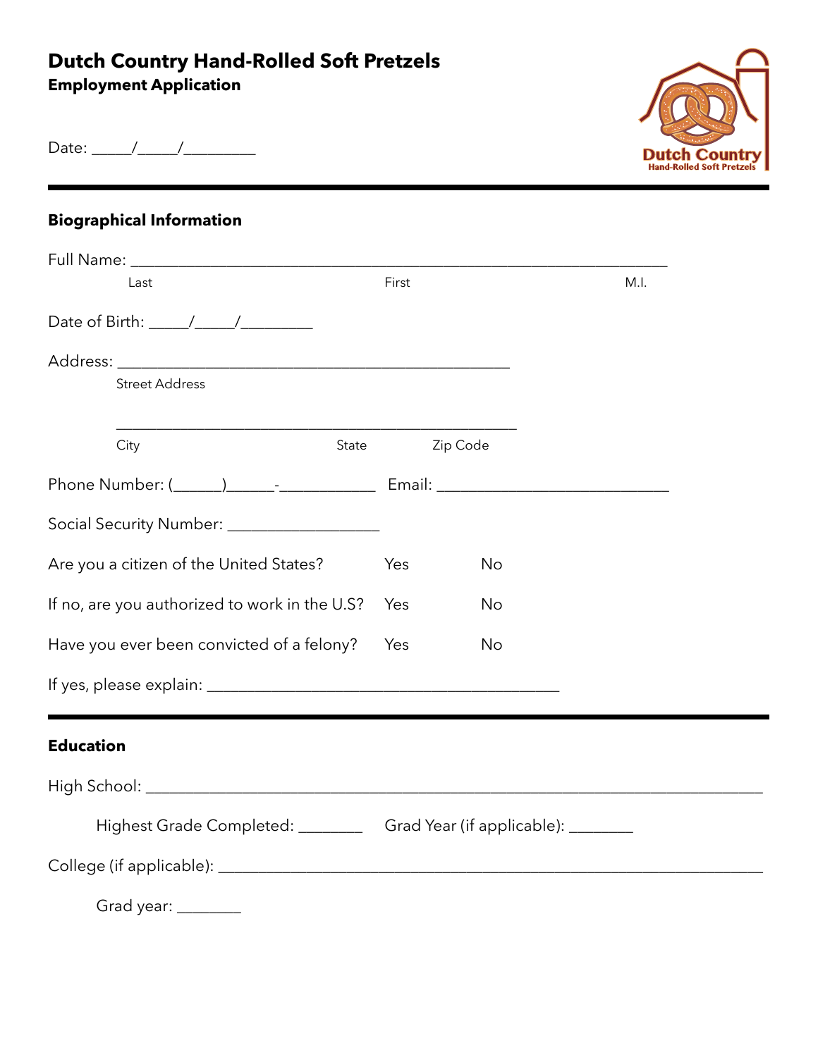# Dutch Country Hand-Rolled Soft Pretzels

**Employment Application**

Date: _____/_____/_________

---

## Biographical Information

Full Name: ___________________________________________________________________

Last — First — M.I.

Date of Birth: _____/_____/_________

Address: __________________________________________________

Street Address

__________________________________________________

City — State — Zip Code

Phone Number: (______)______-___________ Email: _____________________________

Social Security Number: __________________

Are you a citizen of the United States? Yes No

If no, are you authorized to work in the U.S? Yes No

Have you ever been convicted of a felony? Yes No

If yes, please explain: _____________________________________________

---

## Education

High School: ______________________________________________________________________________

Highest Grade Completed: ________ Grad Year (if applicable): ________

College (if applicable): _________________________________________________________________

Grad year: ________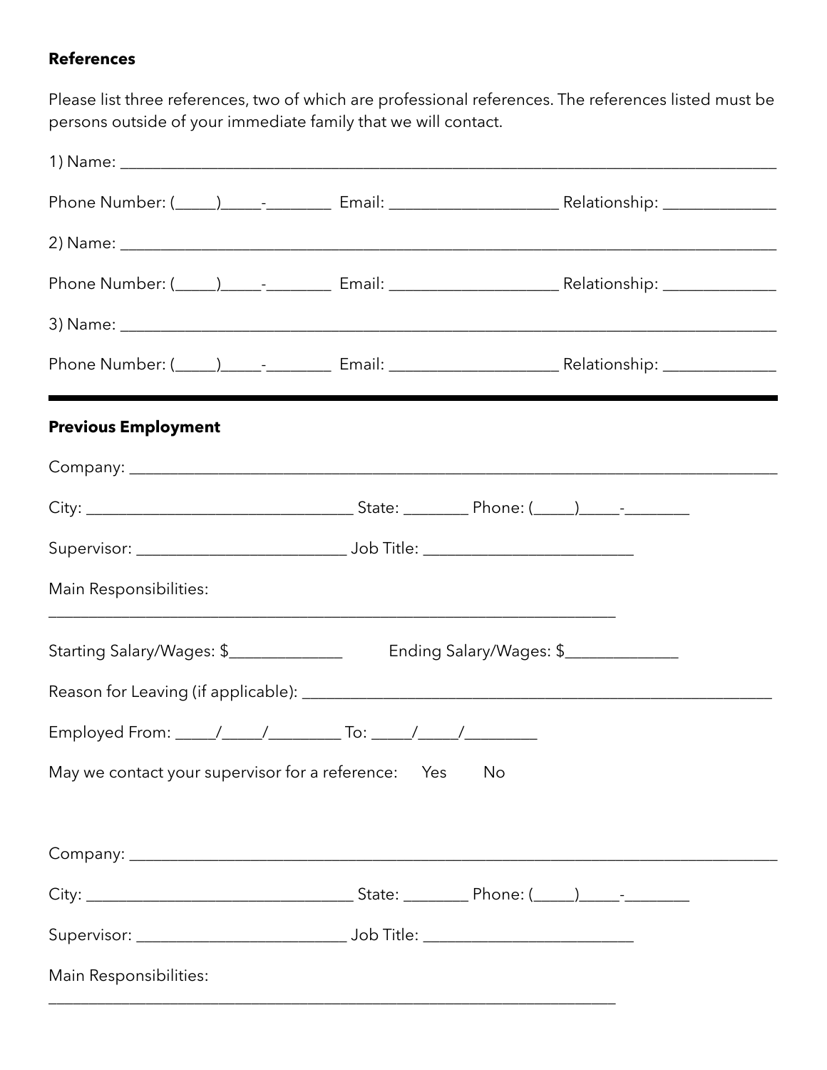**References**

Please list three references, two of which are professional references. The references listed must be persons outside of your immediate family that we will contact.

1) Name: ____________________________________________________________________________

Phone Number: (_____)_____-________ Email: ____________________ Relationship: _____________

2) Name: ____________________________________________________________________________

Phone Number: (_____)_____-________ Email: ____________________ Relationship: _____________

3) Name: ____________________________________________________________________________

Phone Number: (_____)_____-________ Email: ____________________ Relationship: _____________

---

**Previous Employment**

Company: ___________________________________________________________________________

City: _______________________________ State: ________ Phone: (_____)_____-________

Supervisor: _________________________ Job Title: _________________________

Main Responsibilities:

_____________________________________________________________________

Starting Salary/Wages: $_____________ Ending Salary/Wages: $_____________

Reason for Leaving (if applicable): ________________________________________________________

Employed From: _____/_____/_________ To: _____/_____/_________

May we contact your supervisor for a reference: Yes No

Company: ___________________________________________________________________________

City: _______________________________ State: ________ Phone: (_____)_____-________

Supervisor: _________________________ Job Title: _________________________

Main Responsibilities:

_____________________________________________________________________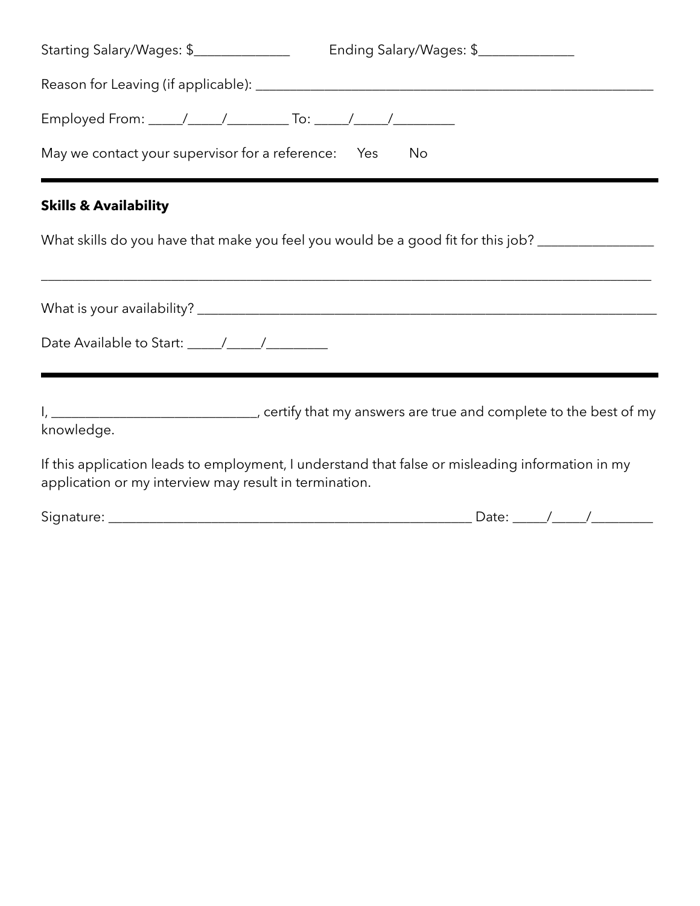Starting Salary/Wages: $______________ Ending Salary/Wages: $______________

Reason for Leaving (if applicable): ____________________________________________________________

Employed From: _____/_____/_________ To: _____/_____/_________

May we contact your supervisor for a reference: Yes No

---

**Skills & Availability**

What skills do you have that make you feel you would be a good fit for this job? _________________

_____________________________________________________________________________________________

What is your availability? ____________________________________________________________________

Date Available to Start: _____/_____/_________

---

I, ______________________________, certify that my answers are true and complete to the best of my knowledge.

If this application leads to employment, I understand that false or misleading information in my application or my interview may result in termination.

Signature: ______________________________________________________ Date: _____/_____/_________